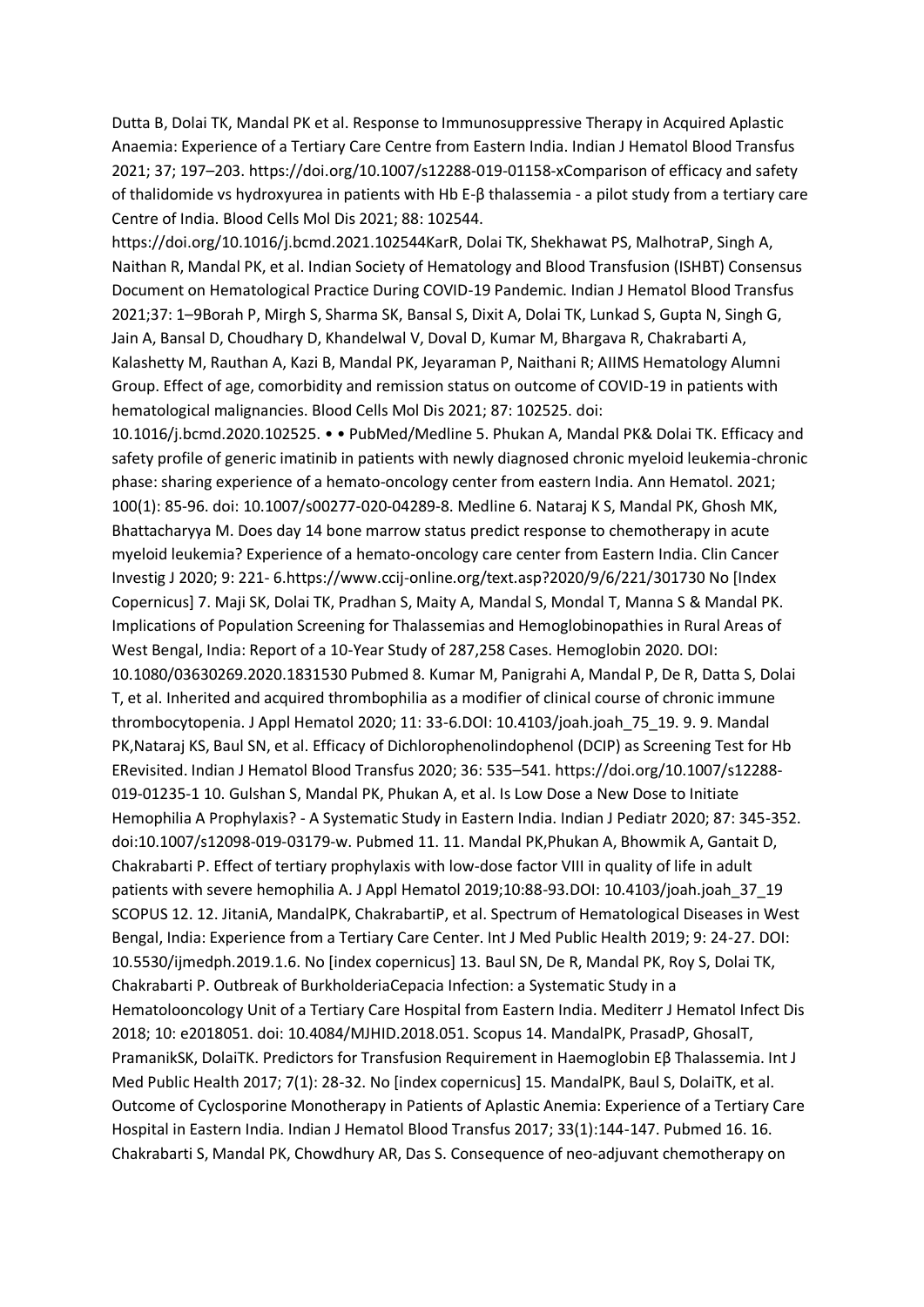Dutta B, Dolai TK, Mandal PK et al. Response to Immunosuppressive Therapy in Acquired Aplastic Anaemia: Experience of a Tertiary Care Centre from Eastern India. Indian J Hematol Blood Transfus 2021; 37; 197–203. https://doi.org/10.1007/s12288-019-01158-xComparison of efficacy and safety of thalidomide vs hydroxyurea in patients with Hb E-β thalassemia - a pilot study from a tertiary care Centre of India. Blood Cells Mol Dis 2021; 88: 102544. https://doi.org/10.1016/j.bcmd.2021.102544KarR, Dolai TK, Shekhawat PS, MalhotraP, Singh A, Naithan R, Mandal PK, et al. Indian Society of Hematology and Blood Transfusion (ISHBT) Consensus Document on Hematological Practice During COVID-19 Pandemic. Indian J Hematol Blood Transfus 2021;37: 1–9Borah P, Mirgh S, Sharma SK, Bansal S, Dixit A, Dolai TK, Lunkad S, Gupta N, Singh G, Jain A, Bansal D, Choudhary D, Khandelwal V, Doval D, Kumar M, Bhargava R, Chakrabarti A, Kalashetty M, Rauthan A, Kazi B, Mandal PK, Jeyaraman P, Naithani R; AIIMS Hematology Alumni Group. Effect of age, comorbidity and remission status on outcome of COVID-19 in patients with hematological malignancies. Blood Cells Mol Dis 2021; 87: 102525. doi: 10.1016/j.bcmd.2020.102525. • • PubMed/Medline 5. Phukan A, Mandal PK& Dolai TK. Efficacy and safety profile of generic imatinib in patients with newly diagnosed chronic myeloid leukemia-chronic phase: sharing experience of a hemato-oncology center from eastern India. Ann Hematol. 2021; 100(1): 85-96. doi: 10.1007/s00277-020-04289-8. Medline 6. Nataraj K S, Mandal PK, Ghosh MK, Bhattacharyya M. Does day 14 bone marrow status predict response to chemotherapy in acute myeloid leukemia? Experience of a hemato-oncology care center from Eastern India. Clin Cancer Investig J 2020; 9: 221- 6.https://www.ccij-online.org/text.asp?2020/9/6/221/301730 No [Index Copernicus] 7. Maji SK, Dolai TK, Pradhan S, Maity A, Mandal S, Mondal T, Manna S & Mandal PK. Implications of Population Screening for Thalassemias and Hemoglobinopathies in Rural Areas of West Bengal, India: Report of a 10-Year Study of 287,258 Cases. Hemoglobin 2020. DOI: 10.1080/03630269.2020.1831530 Pubmed 8. Kumar M, Panigrahi A, Mandal P, De R, Datta S, Dolai T, et al. Inherited and acquired thrombophilia as a modifier of clinical course of chronic immune thrombocytopenia. J Appl Hematol 2020; 11: 33-6.DOI: 10.4103/joah.joah_75_19. 9. 9. Mandal PK,Nataraj KS, Baul SN, et al. Efficacy of Dichlorophenolindophenol (DCIP) as Screening Test for Hb ERevisited. Indian J Hematol Blood Transfus 2020; 36: 535–541. https://doi.org/10.1007/s12288-019-01235-1 10. Gulshan S, Mandal PK, Phukan A, et al. Is Low Dose a New Dose to Initiate Hemophilia A Prophylaxis? - A Systematic Study in Eastern India. Indian J Pediatr 2020; 87: 345-352. doi:10.1007/s12098-019-03179-w. Pubmed 11. 11. Mandal PK,Phukan A, Bhowmik A, Gantait D, Chakrabarti P. Effect of tertiary prophylaxis with low-dose factor VIII in quality of life in adult patients with severe hemophilia A. J Appl Hematol 2019;10:88-93.DOI: 10.4103/joah.joah_37_19 SCOPUS 12. 12. JitaniA, MandalPK, ChakrabartiP, et al. Spectrum of Hematological Diseases in West Bengal, India: Experience from a Tertiary Care Center. Int J Med Public Health 2019; 9: 24-27. DOI: 10.5530/ijmedph.2019.1.6. No [index copernicus] 13. Baul SN, De R, Mandal PK, Roy S, Dolai TK, Chakrabarti P. Outbreak of BurkholderiaCepacia Infection: a Systematic Study in a Hematolooncology Unit of a Tertiary Care Hospital from Eastern India. Mediterr J Hematol Infect Dis 2018; 10: e2018051. doi: 10.4084/MJHID.2018.051. Scopus 14. MandalPK, PrasadP, GhosalT, PramanikSK, DolaiTK. Predictors for Transfusion Requirement in Haemoglobin Eβ Thalassemia. Int J Med Public Health 2017; 7(1): 28-32. No [index copernicus] 15. MandalPK, Baul S, DolaiTK, et al. Outcome of Cyclosporine Monotherapy in Patients of Aplastic Anemia: Experience of a Tertiary Care Hospital in Eastern India. Indian J Hematol Blood Transfus 2017; 33(1):144-147. Pubmed 16. 16. Chakrabarti S, Mandal PK, Chowdhury AR, Das S. Consequence of neo-adjuvant chemotherapy on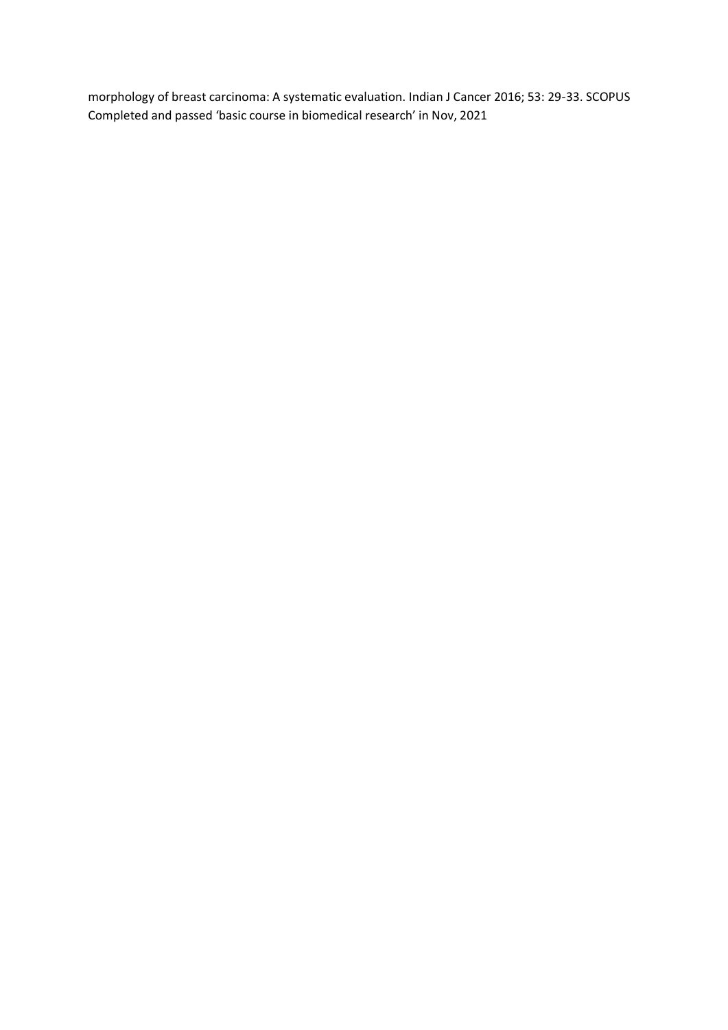morphology of breast carcinoma: A systematic evaluation. Indian J Cancer 2016; 53: 29-33. SCOPUS
Completed and passed 'basic course in biomedical research' in Nov, 2021